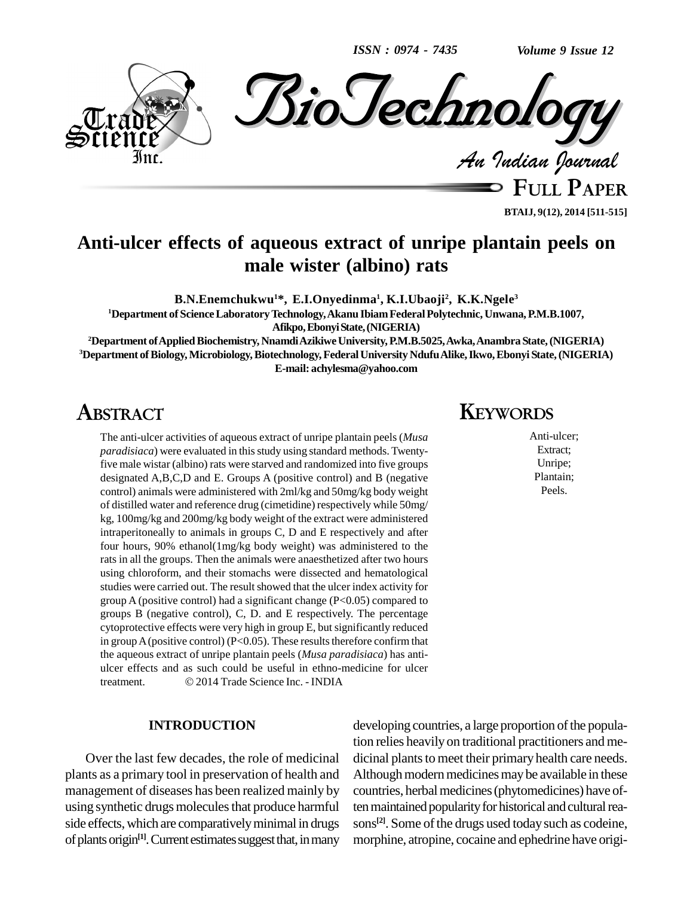# Anti-ulcer effects of aqueous extract of unripe plantain peels on male wister (albino) rats

**B.N.Enemchukwu[1]*, E.I.Onyedinma[1], K.I.Ubaoji[2], K.K.Ngele[3]**

[1]Department of Science Laboratory Technology, Akanu Ibiam Federal Polytechnic, Unwana, P.M.B.1007, Afikpo, Ebonyi State, (NIGERIA)

[2]Department of Applied Biochemistry, Nnamdi Azikiwe University, P.M.B.5025, Awka, Anambra State, (NIGERIA)

[3]Department of Biology, Microbiology, Biotechnology, Federal University Ndufu Alike, Ikwo, Ebonyi State, (NIGERIA)

E-mail: achylesma@yahoo.com

## ABSTRACT

The anti-ulcer activities of aqueous extract of unripe plantain peels (*Musa paradisiaca*) were evaluated in this study using standard methods. Twenty-five male wistar (albino) rats were starved and randomized into five groups designated A,B,C,D and E. Groups A (positive control) and B (negative control) animals were administered with 2ml/kg and 50mg/kg body weight of distilled water and reference drug (cimetidine) respectively while 50mg/kg, 100mg/kg and 200mg/kg body weight of the extract were administered intraperitoneally to animals in groups C, D and E respectively and after four hours, 90% ethanol(1mg/kg body weight) was administered to the rats in all the groups. Then the animals were anaesthetized after two hours using chloroform, and their stomachs were dissected and hematological studies were carried out. The result showed that the ulcer index activity for group A (positive control) had a significant change (P<0.05) compared to groups B (negative control), C, D. and E respectively. The percentage cytoprotective effects were very high in group E, but significantly reduced in group A (positive control) (P<0.05). These results therefore confirm that the aqueous extract of unripe plantain peels (*Musa paradisiaca*) has anti-ulcer effects and as such could be useful in ethno-medicine for ulcer treatment. © 2014 Trade Science Inc. - INDIA

## KEYWORDS

Anti-ulcer;
Extract;
Unripe;
Plantain;
Peels.

## INTRODUCTION

Over the last few decades, the role of medicinal plants as a primary tool in preservation of health and management of diseases has been realized mainly by using synthetic drugs molecules that produce harmful side effects, which are comparatively minimal in drugs of plants origin[1]. Current estimates suggest that, in many developing countries, a large proportion of the population relies heavily on traditional practitioners and medicinal plants to meet their primary health care needs. Although modern medicines may be available in these countries, herbal medicines (phytomedicines) have often maintained popularity for historical and cultural reasons[2]. Some of the drugs used today such as codeine, morphine, atropine, cocaine and ephedrine have origi-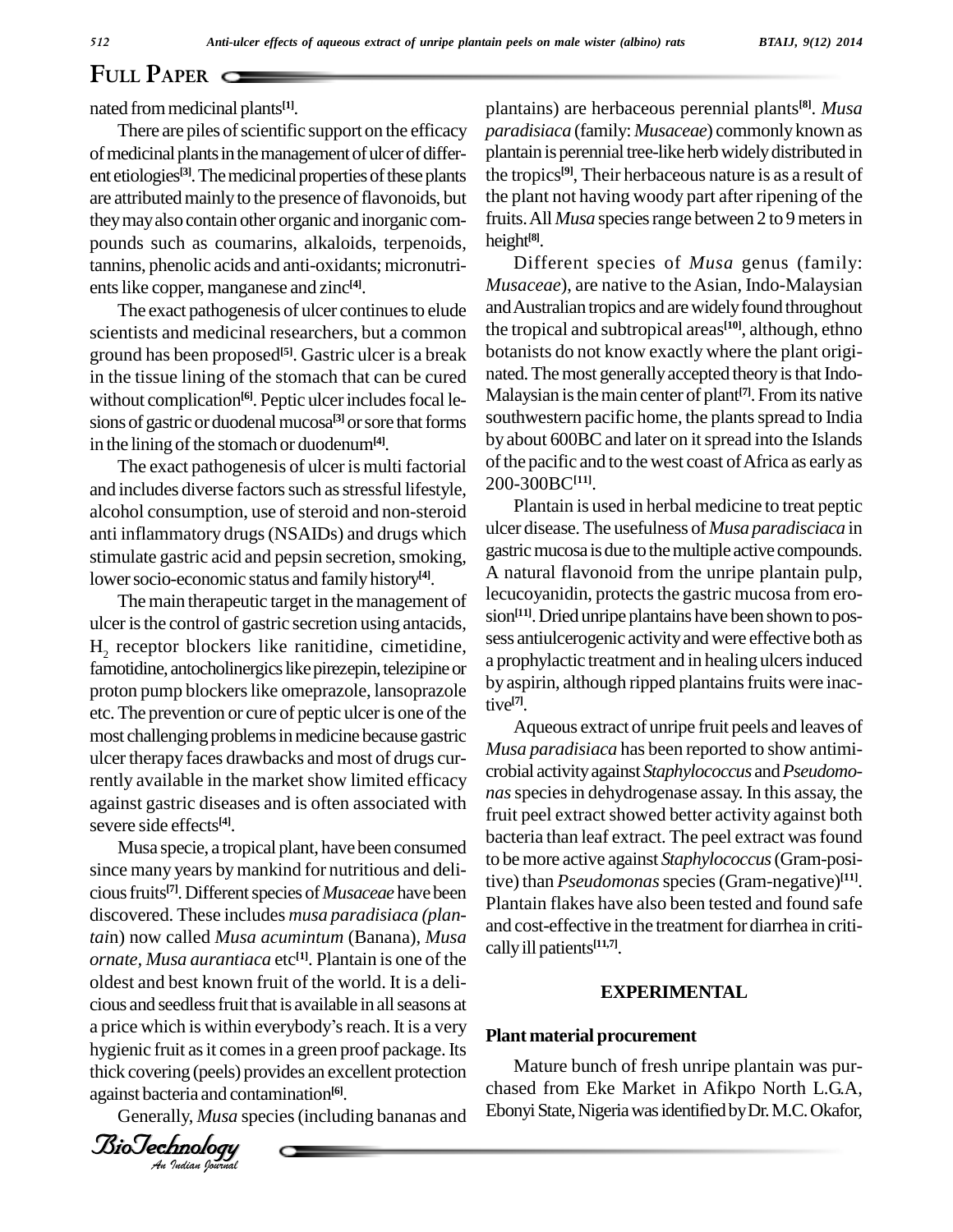nated from medicinal plants[1].

There are piles of scientific support on the efficacy of medicinal plants in the management of ulcer of different etiologies[3]. The medicinal properties of these plants are attributed mainly to the presence of flavonoids, but they may also contain other organic and inorganic compounds such as coumarins, alkaloids, terpenoids, tannins, phenolic acids and anti-oxidants; micronutrients like copper, manganese and zinc[4].

The exact pathogenesis of ulcer continues to elude scientists and medicinal researchers, but a common ground has been proposed[5]. Gastric ulcer is a break in the tissue lining of the stomach that can be cured without complication[6]. Peptic ulcer includes focal lesions of gastric or duodenal mucosa[3] or sore that forms in the lining of the stomach or duodenum[4].

The exact pathogenesis of ulcer is multi factorial and includes diverse factors such as stressful lifestyle, alcohol consumption, use of steroid and non-steroid anti inflammatory drugs (NSAIDs) and drugs which stimulate gastric acid and pepsin secretion, smoking, lower socio-economic status and family history[4].

The main therapeutic target in the management of ulcer is the control of gastric secretion using antacids, $H_2$ receptor blockers like ranitidine, cimetidine, famotidine, antocholinergics like pirezepin, telezipine or proton pump blockers like omeprazole, lansoprazole etc. The prevention or cure of peptic ulcer is one of the most challenging problems in medicine because gastric ulcer therapy faces drawbacks and most of drugs currently available in the market show limited efficacy against gastric diseases and is often associated with severe side effects[4].

Musa specie, a tropical plant, have been consumed since many years by mankind for nutritious and delicious fruits[7]. Different species of *Musaceae* have been discovered. These includes *musa paradisiaca (plantai*n) now called *Musa acumintum* (Banana), *Musa ornate*, *Musa aurantiaca* etc[1]. Plantain is one of the oldest and best known fruit of the world. It is a delicious and seedless fruit that is available in all seasons at a price which is within everybody's reach. It is a very hygienic fruit as it comes in a green proof package. Its thick covering (peels) provides an excellent protection against bacteria and contamination[6].

Generally, *Musa* species (including bananas and plantains) are herbaceous perennial plants[8]. *Musa paradisiaca* (family: *Musaceae*) commonly known as plantain is perennial tree-like herb widely distributed in the tropics[9], Their herbaceous nature is as a result of the plant not having woody part after ripening of the fruits. All *Musa* species range between 2 to 9 meters in height[8].

Different species of *Musa* genus (family: *Musaceae*), are native to the Asian, Indo-Malaysian and Australian tropics and are widely found throughout the tropical and subtropical areas[10], although, ethno botanists do not know exactly where the plant originated. The most generally accepted theory is that Indo-Malaysian is the main center of plant[7]. From its native southwestern pacific home, the plants spread to India by about 600BC and later on it spread into the Islands of the pacific and to the west coast of Africa as early as 200-300BC[11].

Plantain is used in herbal medicine to treat peptic ulcer disease. The usefulness of *Musa paradisciaca* in gastric mucosa is due to the multiple active compounds. A natural flavonoid from the unripe plantain pulp, lecucoyanidin, protects the gastric mucosa from erosion[11]. Dried unripe plantains have been shown to possess antiulcerogenic activity and were effective both as a prophylactic treatment and in healing ulcers induced by aspirin, although ripped plantains fruits were inactive[7].

Aqueous extract of unripe fruit peels and leaves of *Musa paradisiaca* has been reported to show antimicrobial activity against *Staphylococcus* and *Pseudomonas* species in dehydrogenase assay. In this assay, the fruit peel extract showed better activity against both bacteria than leaf extract. The peel extract was found to be more active against *Staphylococcus* (Gram-positive) than *Pseudomonas* species (Gram-negative)[11]. Plantain flakes have also been tested and found safe and cost-effective in the treatment for diarrhea in critically ill patients[11,7].

## EXPERIMENTAL

### Plant material procurement

Mature bunch of fresh unripe plantain was purchased from Eke Market in Afikpo North L.G.A, Ebonyi State, Nigeria was identified by Dr. M.C. Okafor,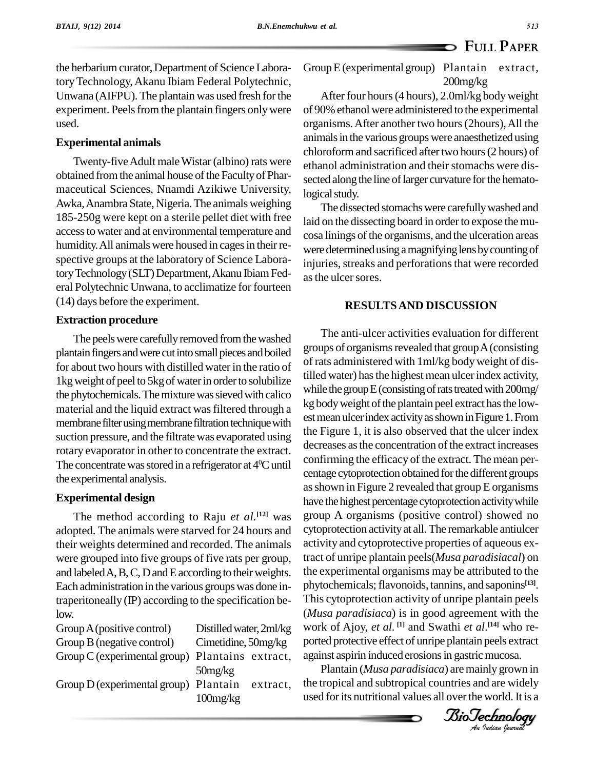the herbarium curator, Department of Science Laboratory Technology, Akanu Ibiam Federal Polytechnic, Unwana (AIFPU). The plantain was used fresh for the experiment. Peels from the plantain fingers only were used.

### Experimental animals

Twenty-five Adult male Wistar (albino) rats were obtained from the animal house of the Faculty of Pharmaceutical Sciences, Nnamdi Azikiwe University, Awka, Anambra State, Nigeria. The animals weighing 185-250g were kept on a sterile pellet diet with free access to water and at environmental temperature and humidity. All animals were housed in cages in their respective groups at the laboratory of Science Laboratory Technology (SLT) Department, Akanu Ibiam Federal Polytechnic Unwana, to acclimatize for fourteen (14) days before the experiment.

### Extraction procedure

The peels were carefully removed from the washed plantain fingers and were cut into small pieces and boiled for about two hours with distilled water in the ratio of 1kg weight of peel to 5kg of water in order to solubilize the phytochemicals. The mixture was sieved with calico material and the liquid extract was filtered through a membrane filter using membrane filtration technique with suction pressure, and the filtrate was evaporated using rotary evaporator in other to concentrate the extract. The concentrate was stored in a refrigerator at $4^0$C until the experimental analysis.

### Experimental design

The method according to Raju *et al.*[12] was adopted. The animals were starved for 24 hours and their weights determined and recorded. The animals were grouped into five groups of five rats per group, and labeled A, B, C, D and E according to their weights. Each administration in the various groups was done intraperitoneally (IP) according to the specification below.

| | |
|---|---|
| Group A (positive control) | Distilled water, 2ml/kg |
| Group B (negative control) | Cimetidine, 50mg/kg |
| Group C (experimental group) | Plantains extract, 50mg/kg |
| Group D (experimental group) | Plantain extract, 100mg/kg |
| Group E (experimental group) | Plantain extract, 200mg/kg |

After four hours (4 hours), 2.0ml/kg body weight of 90% ethanol were administered to the experimental organisms. After another two hours (2hours), All the animals in the various groups were anaesthetized using chloroform and sacrificed after two hours (2 hours) of ethanol administration and their stomachs were dissected along the line of larger curvature for the hematological study.

The dissected stomachs were carefully washed and laid on the dissecting board in order to expose the mucosa linings of the organisms, and the ulceration areas were determined using a magnifying lens by counting of injuries, streaks and perforations that were recorded as the ulcer sores.

## RESULTS AND DISCUSSION

The anti-ulcer activities evaluation for different groups of organisms revealed that group A (consisting of rats administered with 1ml/kg body weight of distilled water) has the highest mean ulcer index activity, while the group E (consisting of rats treated with 200mg/kg body weight of the plantain peel extract has the lowest mean ulcer index activity as shown in Figure 1. From the Figure 1, it is also observed that the ulcer index decreases as the concentration of the extract increases confirming the efficacy of the extract. The mean percentage cytoprotection obtained for the different groups as shown in Figure 2 revealed that group E organisms have the highest percentage cytoprotection activity while group A organisms (positive control) showed no cytoprotection activity at all. The remarkable antiulcer activity and cytoprotective properties of aqueous extract of unripe plantain peels(*Musa paradisiacal*) on the experimental organisms may be attributed to the phytochemicals; flavonoids, tannins, and saponins[13]. This cytoprotection activity of unripe plantain peels (*Musa paradisiaca*) is in good agreement with the work of Ajoy, *et al*. [1] and Swathi *et al*.[14] who reported protective effect of unripe plantain peels extract against aspirin induced erosions in gastric mucosa.

Plantain (*Musa paradisiaca*) are mainly grown in the tropical and subtropical countries and are widely used for its nutritional values all over the world. It is a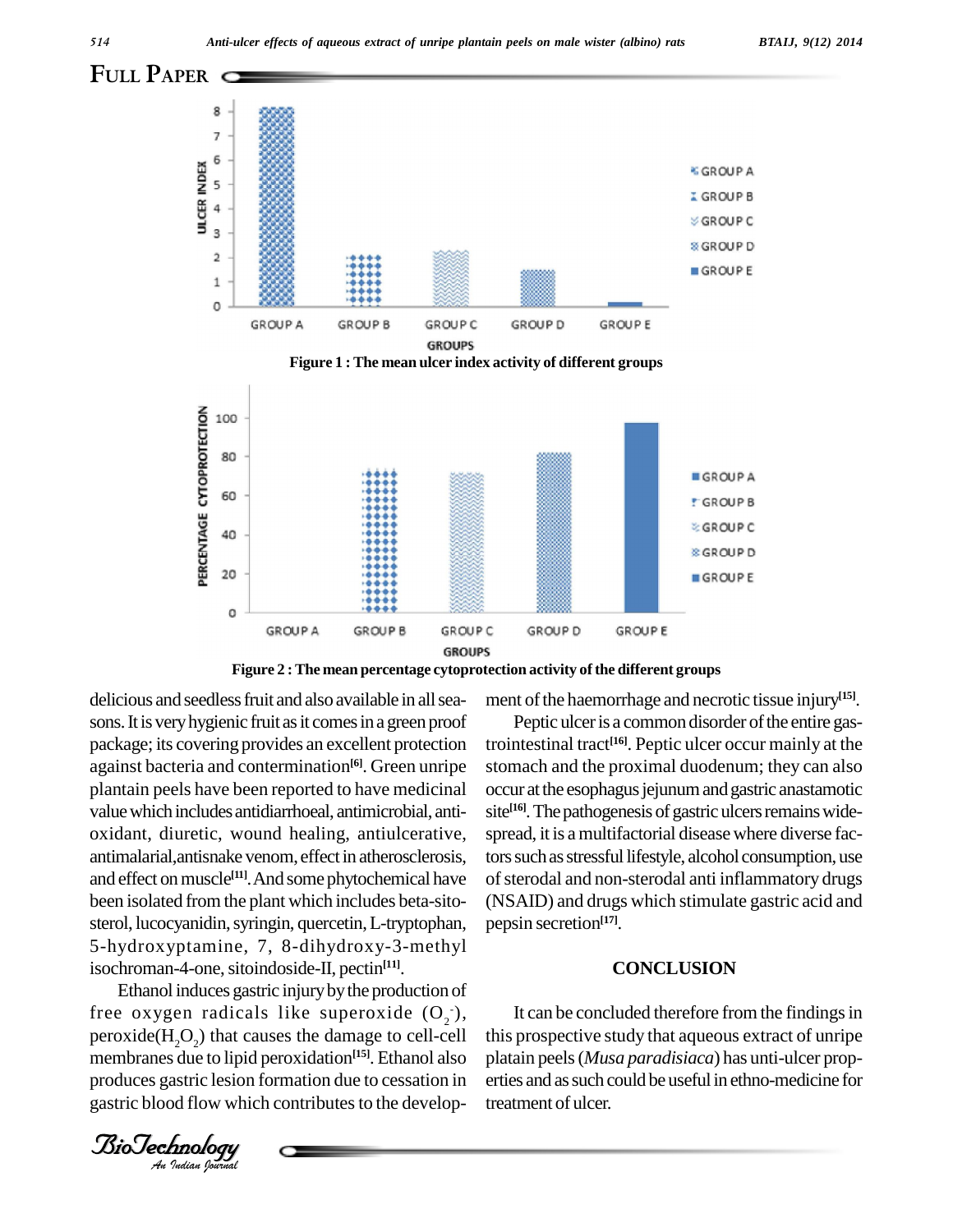Figure 1 : The mean ulcer index activity of different groups

Figure 2 : The mean percentage cytoprotection activity of the different groups

delicious and seedless fruit and also available in all seasons. It is very hygienic fruit as it comes in a green proof package; its covering provides an excellent protection against bacteria and contermination[6]. Green unripe plantain peels have been reported to have medicinal value which includes antidiarrhoeal, antimicrobial, antioxidant, diuretic, wound healing, antiulcerative, antimalarial,antisnake venom, effect in atherosclerosis, and effect on muscle[11]. And some phytochemical have been isolated from the plant which includes beta-sitosterol, lucocyanidin, syringin, quercetin, L-tryptophan, 5-hydroxyptamine, 7, 8-dihydroxy-3-methyl isochroman-4-one, sitoindoside-II, pectin[11].

Ethanol induces gastric injury by the production of free oxygen radicals like superoxide ($O_2^-$), peroxide($H_2O_2$) that causes the damage to cell-cell membranes due to lipid peroxidation[15]. Ethanol also produces gastric lesion formation due to cessation in gastric blood flow which contributes to the development of the haemorrhage and necrotic tissue injury[15].

Peptic ulcer is a common disorder of the entire gastrointestinal tract[16]. Peptic ulcer occur mainly at the stomach and the proximal duodenum; they can also occur at the esophagus jejunum and gastric anastamotic site[16]. The pathogenesis of gastric ulcers remains widespread, it is a multifactorial disease where diverse factors such as stressful lifestyle, alcohol consumption, use of sterodal and non-sterodal anti inflammatory drugs (NSAID) and drugs which stimulate gastric acid and pepsin secretion[17].

## CONCLUSION

It can be concluded therefore from the findings in this prospective study that aqueous extract of unripe platain peels (*Musa paradisiaca*) has unti-ulcer properties and as such could be useful in ethno-medicine for treatment of ulcer.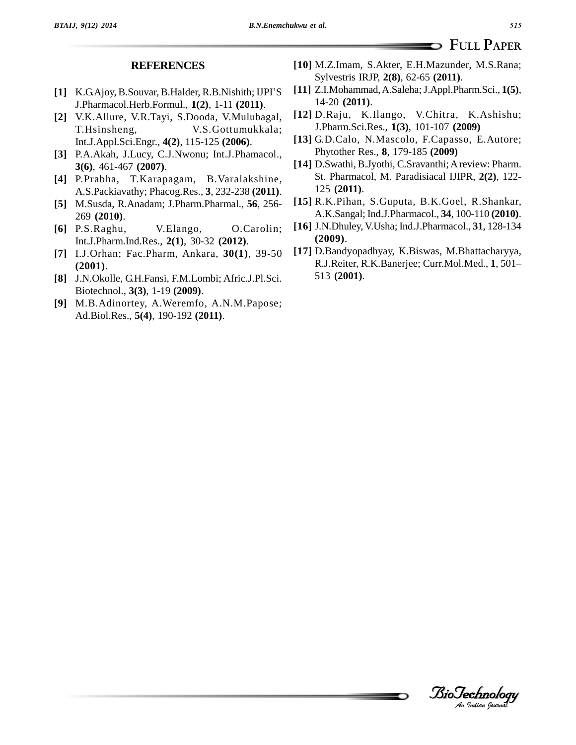## REFERENCES

**[1]** K.G.Ajoy, B.Souvar, B.Halder, R.B.Nishith; IJPI'S J.Pharmacol.Herb.Formul., **1(2)**, 1-11 **(2011)**.

**[2]** V.K.Allure, V.R.Tayi, S.Dooda, V.Mulubagal, T.Hsinsheng, V.S.Gottumukkala; Int.J.Appl.Sci.Engr., **4(2)**, 115-125 **(2006)**.

**[3]** P.A.Akah, J.Lucy, C.J.Nwonu; Int.J.Phamacol., **3(6)**, 461-467 **(2007)**.

**[4]** P.Prabha, T.Karapagam, B.Varalakshine, A.S.Packiavathy; Phacog.Res., **3**, 232-238 **(2011)**.

**[5]** M.Susda, R.Anadam; J.Pharm.Pharmal., **56**, 256-269 **(2010)**.

**[6]** P.S.Raghu, V.Elango, O.Carolin; Int.J.Pharm.Ind.Res., **2(1)**, 30-32 **(2012)**.

**[7]** I.J.Orhan; Fac.Pharm, Ankara, **30(1)**, 39-50 **(2001)**.

**[8]** J.N.Okolle, G.H.Fansi, F.M.Lombi; Afric.J.Pl.Sci. Biotechnol., **3(3)**, 1-19 **(2009)**.

**[9]** M.B.Adinortey, A.Weremfo, A.N.M.Papose; Ad.Biol.Res., **5(4)**, 190-192 **(2011)**.

**[10]** M.Z.Imam, S.Akter, E.H.Mazunder, M.S.Rana; Sylvestris IRJP, **2(8)**, 62-65 **(2011)**.

**[11]** Z.I.Mohammad, A.Saleha; J.Appl.Pharm.Sci., **1(5)**, 14-20 **(2011)**.

**[12]** D.Raju, K.Ilango, V.Chitra, K.Ashishu; J.Pharm.Sci.Res., **1(3)**, 101-107 **(2009)**

**[13]** G.D.Calo, N.Mascolo, F.Capasso, E.Autore; Phytother Res., **8**, 179-185 **(2009)**

**[14]** D.Swathi, B.Jyothi, C.Sravanthi; A review: Pharm. St. Pharmacol, M. Paradisiacal IJIPR, **2(2)**, 122-125 **(2011)**.

**[15]** R.K.Pihan, S.Guputa, B.K.Goel, R.Shankar, A.K.Sangal; Ind.J.Pharmacol., **34**, 100-110 **(2010)**.

**[16]** J.N.Dhuley, V.Usha; Ind.J.Pharmacol., **31**, 128-134 **(2009)**.

**[17]** D.Bandyopadhyay, K.Biswas, M.Bhattacharyya, R.J.Reiter, R.K.Banerjee; Curr.Mol.Med., **1**, 501–513 **(2001)**.